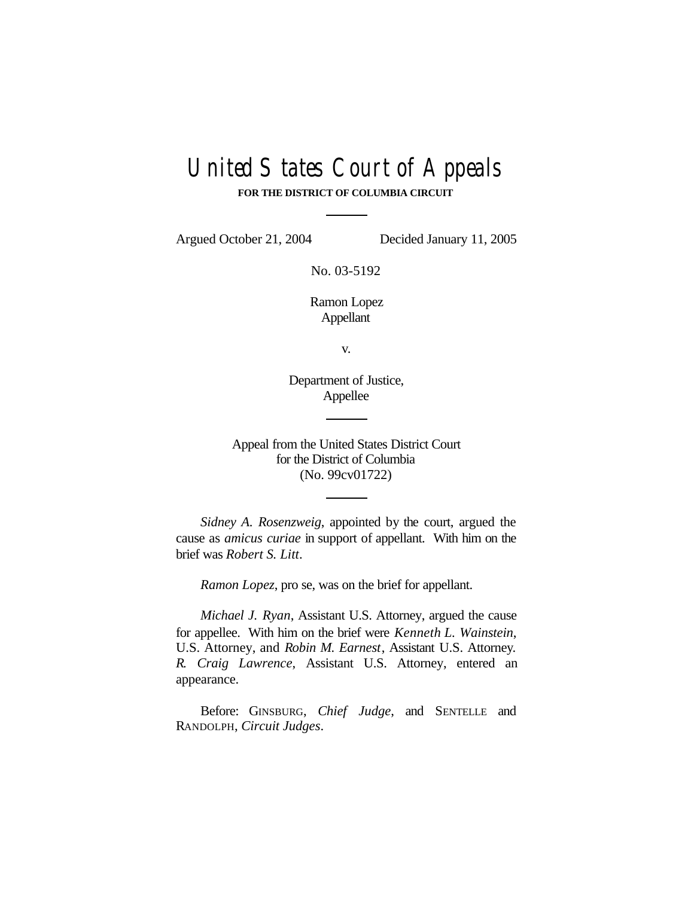# United States Court of Appeals

**FOR THE DISTRICT OF COLUMBIA CIRCUIT**

Argued October 21, 2004 Decided January 11, 2005

No. 03-5192

Ramon Lopez
Appellant

v.

Department of Justice,
Appellee

Appeal from the United States District Court
for the District of Columbia
(No. 99cv01722)

*Sidney A. Rosenzweig*, appointed by the court, argued the cause as *amicus curiae* in support of appellant. With him on the brief was *Robert S. Litt*.

*Ramon Lopez*, pro se, was on the brief for appellant.

*Michael J. Ryan*, Assistant U.S. Attorney, argued the cause for appellee. With him on the brief were *Kenneth L. Wainstein*, U.S. Attorney, and *Robin M. Earnest*, Assistant U.S. Attorney. *R. Craig Lawrence*, Assistant U.S. Attorney, entered an appearance.

Before: GINSBURG, *Chief Judge*, and SENTELLE and RANDOLPH, *Circuit Judges*.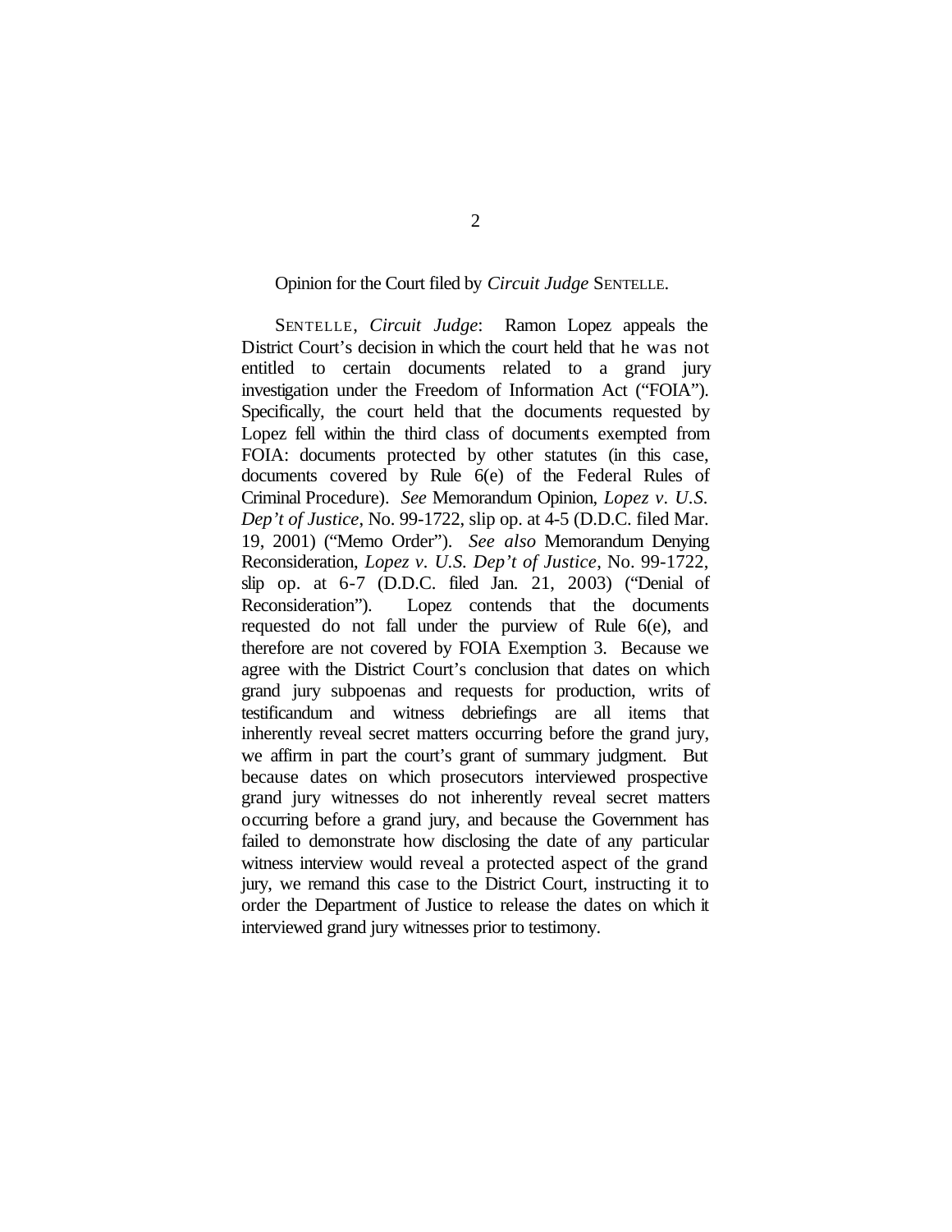Opinion for the Court filed by *Circuit Judge* SENTELLE.

SENTELLE, *Circuit Judge*: Ramon Lopez appeals the District Court's decision in which the court held that he was not entitled to certain documents related to a grand jury investigation under the Freedom of Information Act ("FOIA"). Specifically, the court held that the documents requested by Lopez fell within the third class of documents exempted from FOIA: documents protected by other statutes (in this case, documents covered by Rule 6(e) of the Federal Rules of Criminal Procedure). *See* Memorandum Opinion, *Lopez v. U.S. Dep't of Justice*, No. 99-1722, slip op. at 4-5 (D.D.C. filed Mar. 19, 2001) ("Memo Order"). *See also* Memorandum Denying Reconsideration, *Lopez v. U.S. Dep't of Justice*, No. 99-1722, slip op. at 6-7 (D.D.C. filed Jan. 21, 2003) ("Denial of Reconsideration"). Lopez contends that the documents requested do not fall under the purview of Rule 6(e), and therefore are not covered by FOIA Exemption 3. Because we agree with the District Court's conclusion that dates on which grand jury subpoenas and requests for production, writs of testificandum and witness debriefings are all items that inherently reveal secret matters occurring before the grand jury, we affirm in part the court's grant of summary judgment. But because dates on which prosecutors interviewed prospective grand jury witnesses do not inherently reveal secret matters occurring before a grand jury, and because the Government has failed to demonstrate how disclosing the date of any particular witness interview would reveal a protected aspect of the grand jury, we remand this case to the District Court, instructing it to order the Department of Justice to release the dates on which it interviewed grand jury witnesses prior to testimony.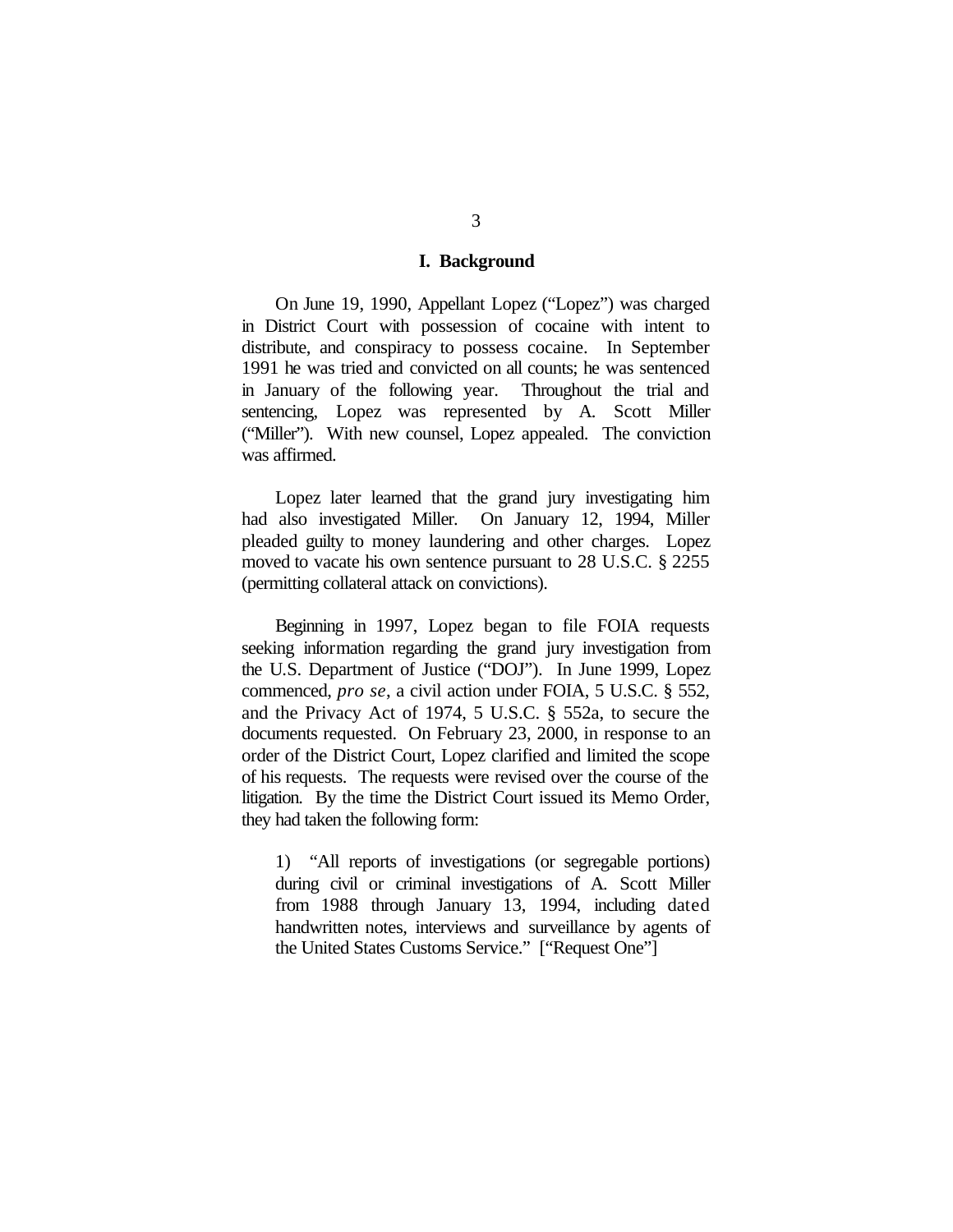## I. Background

On June 19, 1990, Appellant Lopez ("Lopez") was charged in District Court with possession of cocaine with intent to distribute, and conspiracy to possess cocaine. In September 1991 he was tried and convicted on all counts; he was sentenced in January of the following year. Throughout the trial and sentencing, Lopez was represented by A. Scott Miller ("Miller"). With new counsel, Lopez appealed. The conviction was affirmed.

Lopez later learned that the grand jury investigating him had also investigated Miller. On January 12, 1994, Miller pleaded guilty to money laundering and other charges. Lopez moved to vacate his own sentence pursuant to 28 U.S.C. § 2255 (permitting collateral attack on convictions).

Beginning in 1997, Lopez began to file FOIA requests seeking information regarding the grand jury investigation from the U.S. Department of Justice ("DOJ"). In June 1999, Lopez commenced, *pro se*, a civil action under FOIA, 5 U.S.C. § 552, and the Privacy Act of 1974, 5 U.S.C. § 552a, to secure the documents requested. On February 23, 2000, in response to an order of the District Court, Lopez clarified and limited the scope of his requests. The requests were revised over the course of the litigation. By the time the District Court issued its Memo Order, they had taken the following form:

> 1) "All reports of investigations (or segregable portions) during civil or criminal investigations of A. Scott Miller from 1988 through January 13, 1994, including dated handwritten notes, interviews and surveillance by agents of the United States Customs Service." ["Request One"]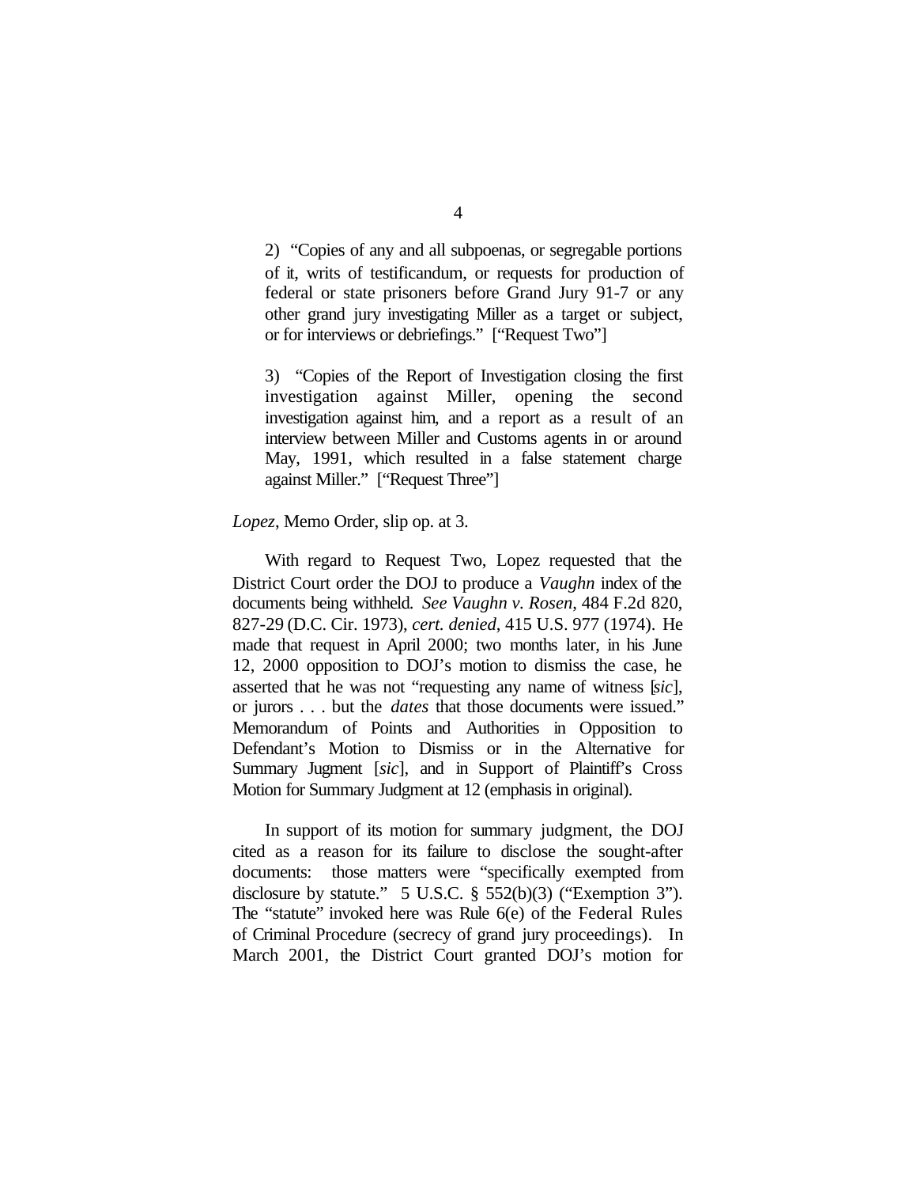2) "Copies of any and all subpoenas, or segregable portions of it, writs of testificandum, or requests for production of federal or state prisoners before Grand Jury 91-7 or any other grand jury investigating Miller as a target or subject, or for interviews or debriefings." ["Request Two"]

3) "Copies of the Report of Investigation closing the first investigation against Miller, opening the second investigation against him, and a report as a result of an interview between Miller and Customs agents in or around May, 1991, which resulted in a false statement charge against Miller." ["Request Three"]

*Lopez*, Memo Order, slip op. at 3.

With regard to Request Two, Lopez requested that the District Court order the DOJ to produce a *Vaughn* index of the documents being withheld. *See Vaughn v. Rosen*, 484 F.2d 820, 827-29 (D.C. Cir. 1973), *cert. denied*, 415 U.S. 977 (1974). He made that request in April 2000; two months later, in his June 12, 2000 opposition to DOJ's motion to dismiss the case, he asserted that he was not "requesting any name of witness [*sic*], or jurors . . . but the *dates* that those documents were issued." Memorandum of Points and Authorities in Opposition to Defendant's Motion to Dismiss or in the Alternative for Summary Jugment [*sic*], and in Support of Plaintiff's Cross Motion for Summary Judgment at 12 (emphasis in original).

In support of its motion for summary judgment, the DOJ cited as a reason for its failure to disclose the sought-after documents: those matters were "specifically exempted from disclosure by statute." 5 U.S.C. § 552(b)(3) ("Exemption 3"). The "statute" invoked here was Rule 6(e) of the Federal Rules of Criminal Procedure (secrecy of grand jury proceedings). In March 2001, the District Court granted DOJ's motion for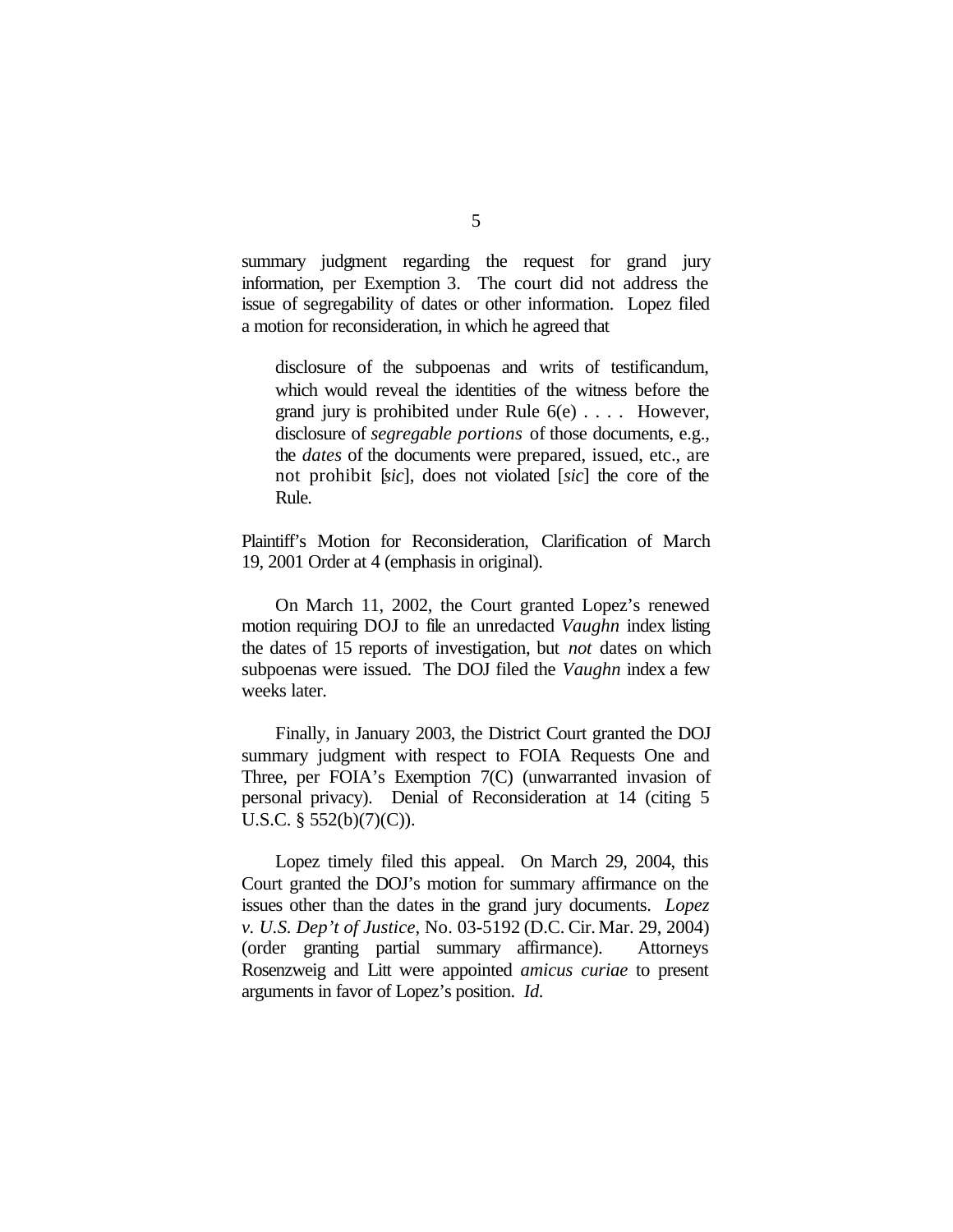summary judgment regarding the request for grand jury information, per Exemption 3. The court did not address the issue of segregability of dates or other information. Lopez filed a motion for reconsideration, in which he agreed that

> disclosure of the subpoenas and writs of testificandum, which would reveal the identities of the witness before the grand jury is prohibited under Rule 6(e) . . . . However, disclosure of *segregable portions* of those documents, e.g., the *dates* of the documents were prepared, issued, etc., are not prohibit [*sic*], does not violated [*sic*] the core of the Rule.

Plaintiff's Motion for Reconsideration, Clarification of March 19, 2001 Order at 4 (emphasis in original).

On March 11, 2002, the Court granted Lopez's renewed motion requiring DOJ to file an unredacted *Vaughn* index listing the dates of 15 reports of investigation, but *not* dates on which subpoenas were issued. The DOJ filed the *Vaughn* index a few weeks later.

Finally, in January 2003, the District Court granted the DOJ summary judgment with respect to FOIA Requests One and Three, per FOIA's Exemption 7(C) (unwarranted invasion of personal privacy). Denial of Reconsideration at 14 (citing 5 U.S.C. § 552(b)(7)(C)).

Lopez timely filed this appeal. On March 29, 2004, this Court granted the DOJ's motion for summary affirmance on the issues other than the dates in the grand jury documents. *Lopez v. U.S. Dep't of Justice*, No. 03-5192 (D.C. Cir. Mar. 29, 2004) (order granting partial summary affirmance). Attorneys Rosenzweig and Litt were appointed *amicus curiae* to present arguments in favor of Lopez's position. *Id.*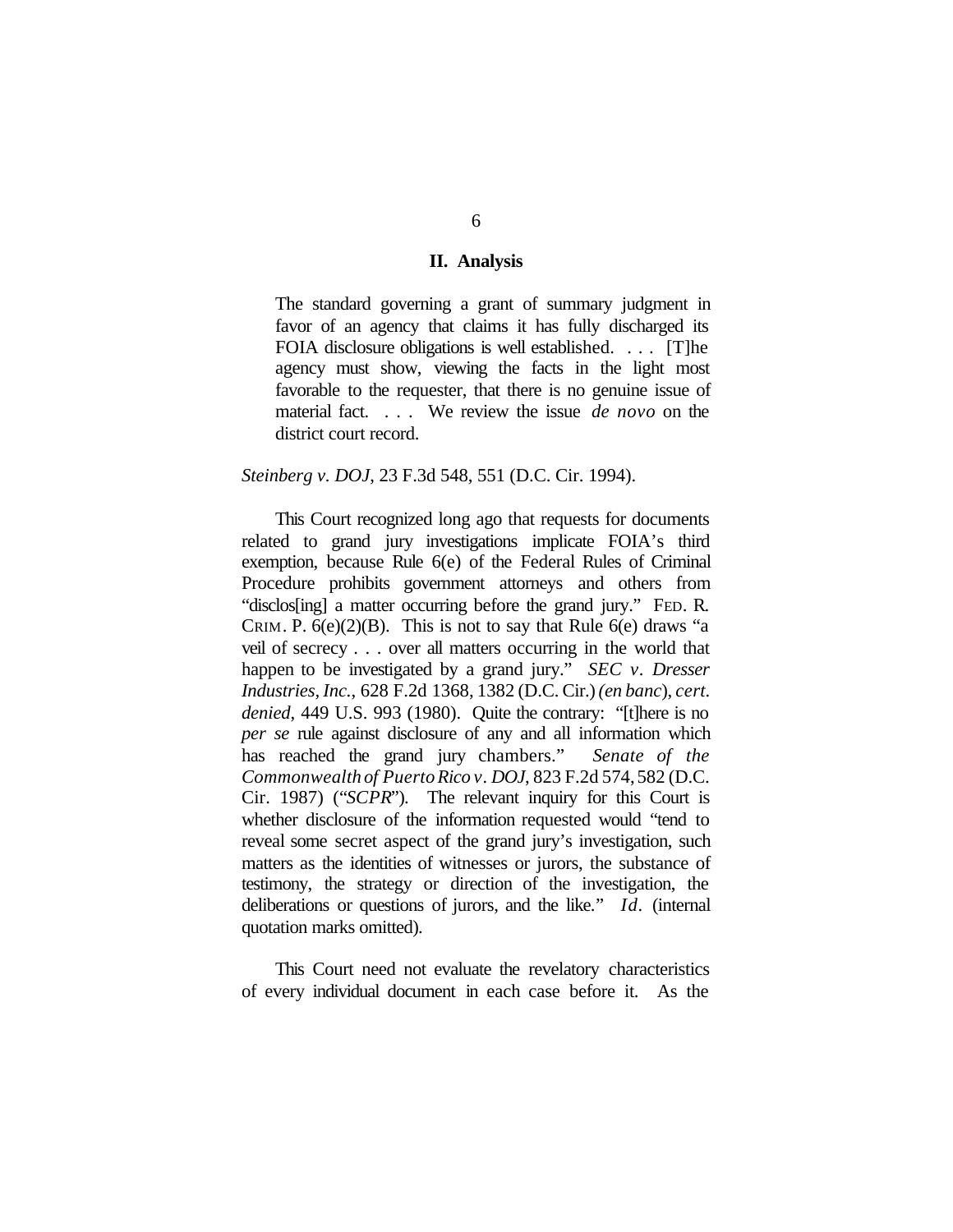## II. Analysis

> The standard governing a grant of summary judgment in favor of an agency that claims it has fully discharged its FOIA disclosure obligations is well established. . . . [T]he agency must show, viewing the facts in the light most favorable to the requester, that there is no genuine issue of material fact. . . . We review the issue *de novo* on the district court record.

*Steinberg v. DOJ*, 23 F.3d 548, 551 (D.C. Cir. 1994).

This Court recognized long ago that requests for documents related to grand jury investigations implicate FOIA's third exemption, because Rule 6(e) of the Federal Rules of Criminal Procedure prohibits government attorneys and others from "disclos[ing] a matter occurring before the grand jury." FED. R. CRIM. P. 6(e)(2)(B). This is not to say that Rule 6(e) draws "a veil of secrecy . . . over all matters occurring in the world that happen to be investigated by a grand jury." *SEC v. Dresser Industries, Inc.*, 628 F.2d 1368, 1382 (D.C. Cir.) *(en banc)*, *cert. denied*, 449 U.S. 993 (1980). Quite the contrary: "[t]here is no *per se* rule against disclosure of any and all information which has reached the grand jury chambers." *Senate of the Commonwealth of Puerto Rico v. DOJ*, 823 F.2d 574, 582 (D.C. Cir. 1987) ("*SCPR*"). The relevant inquiry for this Court is whether disclosure of the information requested would "tend to reveal some secret aspect of the grand jury's investigation, such matters as the identities of witnesses or jurors, the substance of testimony, the strategy or direction of the investigation, the deliberations or questions of jurors, and the like." *Id.* (internal quotation marks omitted).

This Court need not evaluate the revelatory characteristics of every individual document in each case before it. As the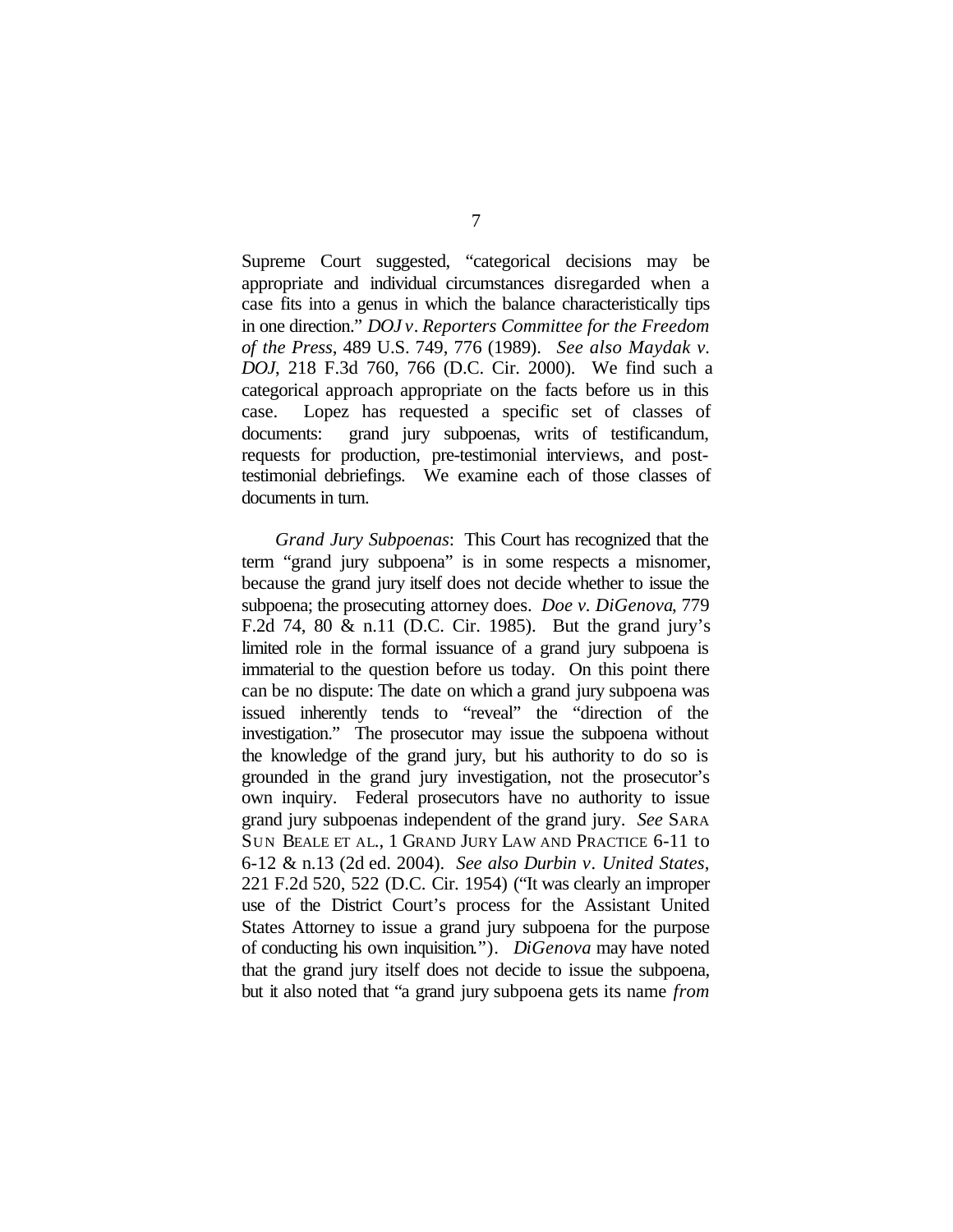Supreme Court suggested, "categorical decisions may be appropriate and individual circumstances disregarded when a case fits into a genus in which the balance characteristically tips in one direction." *DOJ v. Reporters Committee for the Freedom of the Press*, 489 U.S. 749, 776 (1989). *See also Maydak v. DOJ*, 218 F.3d 760, 766 (D.C. Cir. 2000). We find such a categorical approach appropriate on the facts before us in this case. Lopez has requested a specific set of classes of documents: grand jury subpoenas, writs of testificandum, requests for production, pre-testimonial interviews, and post-testimonial debriefings. We examine each of those classes of documents in turn.

*Grand Jury Subpoenas*: This Court has recognized that the term "grand jury subpoena" is in some respects a misnomer, because the grand jury itself does not decide whether to issue the subpoena; the prosecuting attorney does. *Doe v. DiGenova*, 779 F.2d 74, 80 & n.11 (D.C. Cir. 1985). But the grand jury's limited role in the formal issuance of a grand jury subpoena is immaterial to the question before us today. On this point there can be no dispute: The date on which a grand jury subpoena was issued inherently tends to "reveal" the "direction of the investigation." The prosecutor may issue the subpoena without the knowledge of the grand jury, but his authority to do so is grounded in the grand jury investigation, not the prosecutor's own inquiry. Federal prosecutors have no authority to issue grand jury subpoenas independent of the grand jury. *See* SARA SUN BEALE ET AL., 1 GRAND JURY LAW AND PRACTICE 6-11 to 6-12 & n.13 (2d ed. 2004). *See also Durbin v. United States*, 221 F.2d 520, 522 (D.C. Cir. 1954) ("It was clearly an improper use of the District Court's process for the Assistant United States Attorney to issue a grand jury subpoena for the purpose of conducting his own inquisition."). *DiGenova* may have noted that the grand jury itself does not decide to issue the subpoena, but it also noted that "a grand jury subpoena gets its name *from*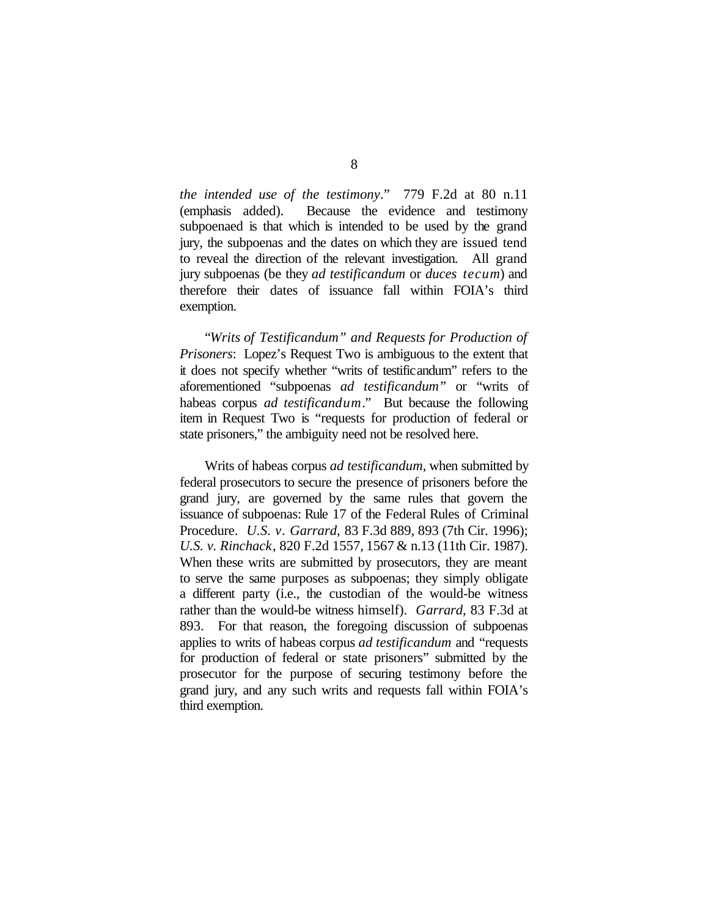*the intended use of the testimony*." 779 F.2d at 80 n.11 (emphasis added). Because the evidence and testimony subpoenaed is that which is intended to be used by the grand jury, the subpoenas and the dates on which they are issued tend to reveal the direction of the relevant investigation. All grand jury subpoenas (be they *ad testificandum* or *duces tecum*) and therefore their dates of issuance fall within FOIA's third exemption.

*"Writs of Testificandum" and Requests for Production of Prisoners*: Lopez's Request Two is ambiguous to the extent that it does not specify whether "writs of testificandum" refers to the aforementioned "subpoenas *ad testificandum*" or "writs of habeas corpus *ad testificandum*." But because the following item in Request Two is "requests for production of federal or state prisoners," the ambiguity need not be resolved here.

Writs of habeas corpus *ad testificandum*, when submitted by federal prosecutors to secure the presence of prisoners before the grand jury, are governed by the same rules that govern the issuance of subpoenas: Rule 17 of the Federal Rules of Criminal Procedure. *U.S. v. Garrard*, 83 F.3d 889, 893 (7th Cir. 1996); *U.S. v. Rinchack*, 820 F.2d 1557, 1567 & n.13 (11th Cir. 1987). When these writs are submitted by prosecutors, they are meant to serve the same purposes as subpoenas; they simply obligate a different party (i.e., the custodian of the would-be witness rather than the would-be witness himself). *Garrard*, 83 F.3d at 893. For that reason, the foregoing discussion of subpoenas applies to writs of habeas corpus *ad testificandum* and "requests for production of federal or state prisoners" submitted by the prosecutor for the purpose of securing testimony before the grand jury, and any such writs and requests fall within FOIA's third exemption.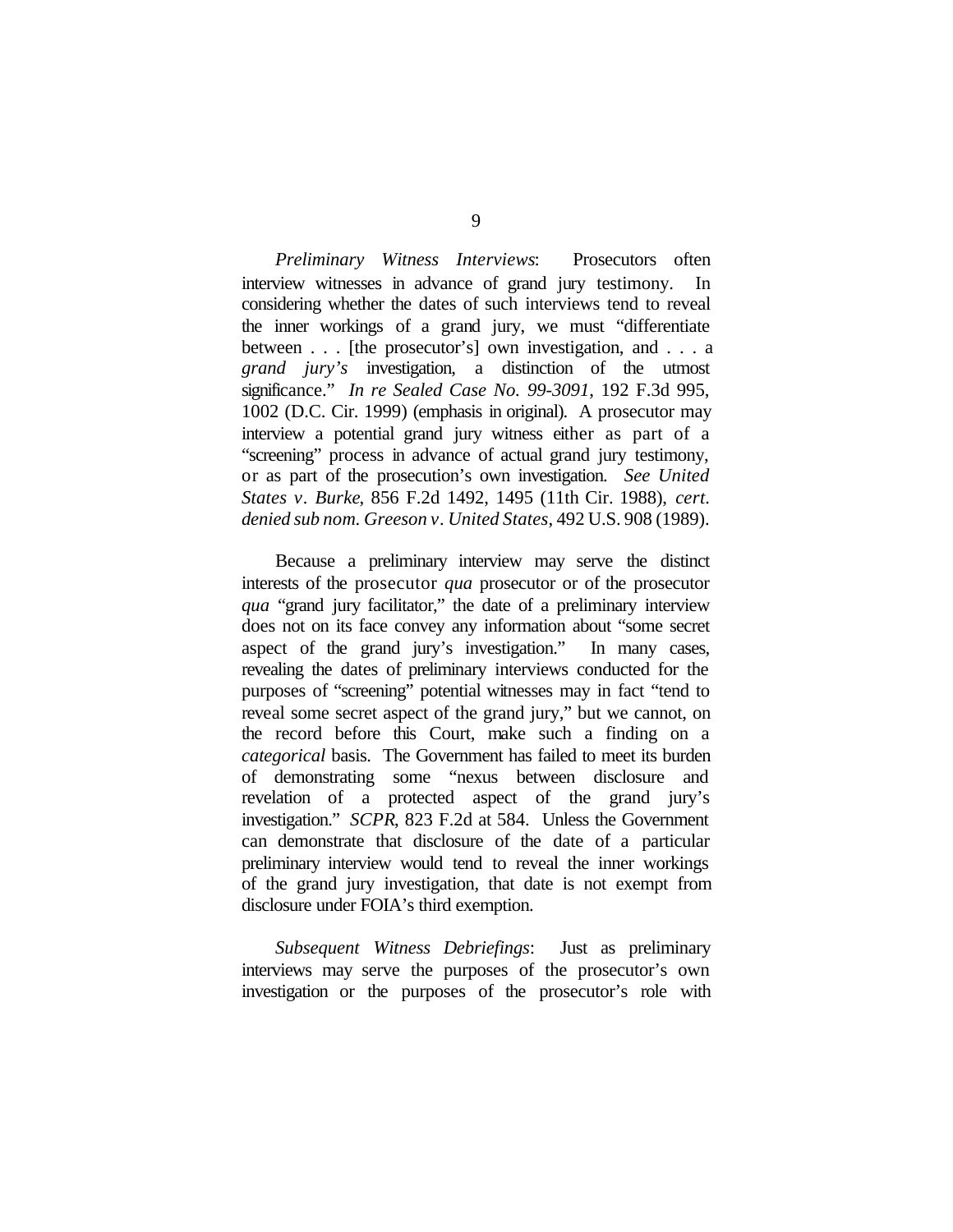*Preliminary Witness Interviews*: Prosecutors often interview witnesses in advance of grand jury testimony. In considering whether the dates of such interviews tend to reveal the inner workings of a grand jury, we must "differentiate between . . . [the prosecutor's] own investigation, and . . . a *grand jury's* investigation, a distinction of the utmost significance." *In re Sealed Case No. 99-3091*, 192 F.3d 995, 1002 (D.C. Cir. 1999) (emphasis in original). A prosecutor may interview a potential grand jury witness either as part of a "screening" process in advance of actual grand jury testimony, or as part of the prosecution's own investigation. *See United States v. Burke*, 856 F.2d 1492, 1495 (11th Cir. 1988), *cert. denied sub nom. Greeson v. United States*, 492 U.S. 908 (1989).

Because a preliminary interview may serve the distinct interests of the prosecutor *qua* prosecutor or of the prosecutor *qua* "grand jury facilitator," the date of a preliminary interview does not on its face convey any information about "some secret aspect of the grand jury's investigation." In many cases, revealing the dates of preliminary interviews conducted for the purposes of "screening" potential witnesses may in fact "tend to reveal some secret aspect of the grand jury," but we cannot, on the record before this Court, make such a finding on a *categorical* basis. The Government has failed to meet its burden of demonstrating some "nexus between disclosure and revelation of a protected aspect of the grand jury's investigation." *SCPR*, 823 F.2d at 584. Unless the Government can demonstrate that disclosure of the date of a particular preliminary interview would tend to reveal the inner workings of the grand jury investigation, that date is not exempt from disclosure under FOIA's third exemption.

*Subsequent Witness Debriefings*: Just as preliminary interviews may serve the purposes of the prosecutor's own investigation or the purposes of the prosecutor's role with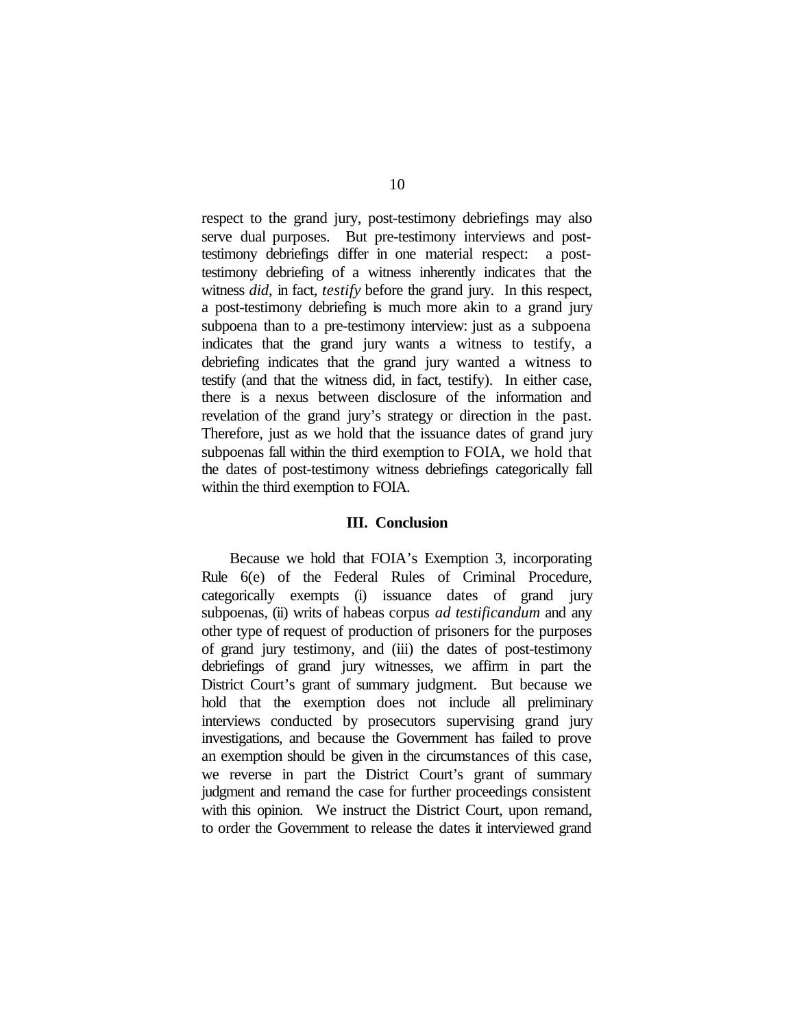respect to the grand jury, post-testimony debriefings may also serve dual purposes. But pre-testimony interviews and post-testimony debriefings differ in one material respect: a post-testimony debriefing of a witness inherently indicates that the witness *did*, in fact, *testify* before the grand jury. In this respect, a post-testimony debriefing is much more akin to a grand jury subpoena than to a pre-testimony interview: just as a subpoena indicates that the grand jury wants a witness to testify, a debriefing indicates that the grand jury wanted a witness to testify (and that the witness did, in fact, testify). In either case, there is a nexus between disclosure of the information and revelation of the grand jury's strategy or direction in the past. Therefore, just as we hold that the issuance dates of grand jury subpoenas fall within the third exemption to FOIA, we hold that the dates of post-testimony witness debriefings categorically fall within the third exemption to FOIA.

### III. Conclusion

Because we hold that FOIA's Exemption 3, incorporating Rule 6(e) of the Federal Rules of Criminal Procedure, categorically exempts (i) issuance dates of grand jury subpoenas, (ii) writs of habeas corpus *ad testificandum* and any other type of request of production of prisoners for the purposes of grand jury testimony, and (iii) the dates of post-testimony debriefings of grand jury witnesses, we affirm in part the District Court's grant of summary judgment. But because we hold that the exemption does not include all preliminary interviews conducted by prosecutors supervising grand jury investigations, and because the Government has failed to prove an exemption should be given in the circumstances of this case, we reverse in part the District Court's grant of summary judgment and remand the case for further proceedings consistent with this opinion. We instruct the District Court, upon remand, to order the Government to release the dates it interviewed grand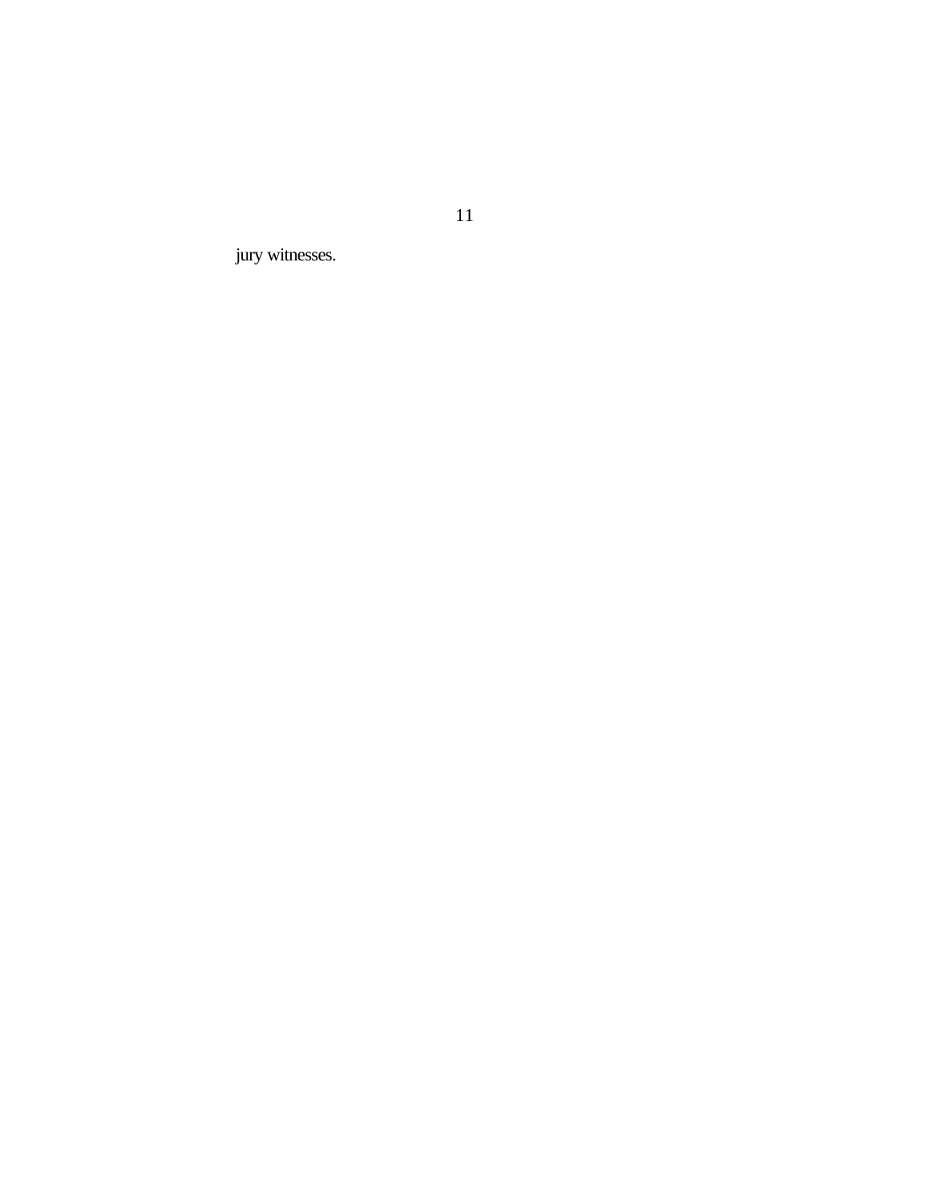jury witnesses.